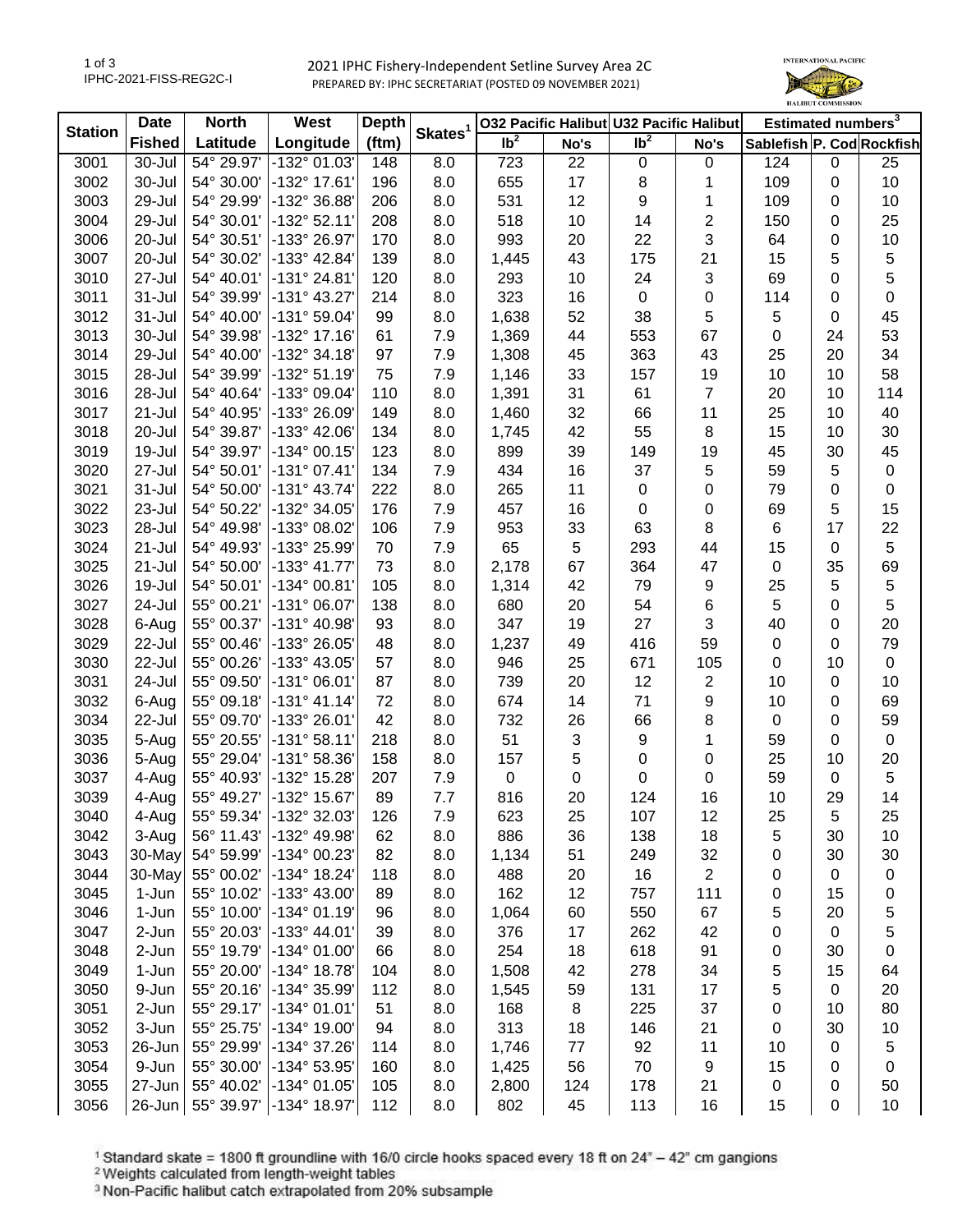2021 IPHC Fishery-Independent Setline Survey Area 2C

PREPARED BY: IPHC SECRETARIAT (POSTED 09 NOVEMBER 2021)

IPHC-2021-FISS-REG2C-I

| Station | Date | North | West | Depth | Skates[1] | O32 Pacific Halibut | | U32 Pacific Halibut | | Estimated numbers[3] | | |
|---|---|---|---|---|---|---|---|---|---|---|---|---|
| | Fished | Latitude | Longitude | (ftm) | | lb[2] | No's | lb[2] | No's | Sablefish | P. Cod | Rockfish |
| 3001 | 30-Jul | 54° 29.97' | -132° 01.03' | 148 | 8.0 | 723 | 22 | 0 | 0 | 124 | 0 | 25 |
| 3002 | 30-Jul | 54° 30.00' | -132° 17.61' | 196 | 8.0 | 655 | 17 | 8 | 1 | 109 | 0 | 10 |
| 3003 | 29-Jul | 54° 29.99' | -132° 36.88' | 206 | 8.0 | 531 | 12 | 9 | 1 | 109 | 0 | 10 |
| 3004 | 29-Jul | 54° 30.01' | -132° 52.11' | 208 | 8.0 | 518 | 10 | 14 | 2 | 150 | 0 | 25 |
| 3006 | 20-Jul | 54° 30.51' | -133° 26.97' | 170 | 8.0 | 993 | 20 | 22 | 3 | 64 | 0 | 10 |
| 3007 | 20-Jul | 54° 30.02' | -133° 42.84' | 139 | 8.0 | 1,445 | 43 | 175 | 21 | 15 | 5 | 5 |
| 3010 | 27-Jul | 54° 40.01' | -131° 24.81' | 120 | 8.0 | 293 | 10 | 24 | 3 | 69 | 0 | 5 |
| 3011 | 31-Jul | 54° 39.99' | -131° 43.27' | 214 | 8.0 | 323 | 16 | 0 | 0 | 114 | 0 | 0 |
| 3012 | 31-Jul | 54° 40.00' | -131° 59.04' | 99 | 8.0 | 1,638 | 52 | 38 | 5 | 5 | 0 | 45 |
| 3013 | 30-Jul | 54° 39.98' | -132° 17.16' | 61 | 7.9 | 1,369 | 44 | 553 | 67 | 0 | 24 | 53 |
| 3014 | 29-Jul | 54° 40.00' | -132° 34.18' | 97 | 7.9 | 1,308 | 45 | 363 | 43 | 25 | 20 | 34 |
| 3015 | 28-Jul | 54° 39.99' | -132° 51.19' | 75 | 7.9 | 1,146 | 33 | 157 | 19 | 10 | 10 | 58 |
| 3016 | 28-Jul | 54° 40.64' | -133° 09.04' | 110 | 8.0 | 1,391 | 31 | 61 | 7 | 20 | 10 | 114 |
| 3017 | 21-Jul | 54° 40.95' | -133° 26.09' | 149 | 8.0 | 1,460 | 32 | 66 | 11 | 25 | 10 | 40 |
| 3018 | 20-Jul | 54° 39.87' | -133° 42.06' | 134 | 8.0 | 1,745 | 42 | 55 | 8 | 15 | 10 | 30 |
| 3019 | 19-Jul | 54° 39.97' | -134° 00.15' | 123 | 8.0 | 899 | 39 | 149 | 19 | 45 | 30 | 45 |
| 3020 | 27-Jul | 54° 50.01' | -131° 07.41' | 134 | 7.9 | 434 | 16 | 37 | 5 | 59 | 5 | 0 |
| 3021 | 31-Jul | 54° 50.00' | -131° 43.74' | 222 | 8.0 | 265 | 11 | 0 | 0 | 79 | 0 | 0 |
| 3022 | 23-Jul | 54° 50.22' | -132° 34.05' | 176 | 7.9 | 457 | 16 | 0 | 0 | 69 | 5 | 15 |
| 3023 | 28-Jul | 54° 49.98' | -133° 08.02' | 106 | 7.9 | 953 | 33 | 63 | 8 | 6 | 17 | 22 |
| 3024 | 21-Jul | 54° 49.93' | -133° 25.99' | 70 | 7.9 | 65 | 5 | 293 | 44 | 15 | 0 | 5 |
| 3025 | 21-Jul | 54° 50.00' | -133° 41.77' | 73 | 8.0 | 2,178 | 67 | 364 | 47 | 0 | 35 | 69 |
| 3026 | 19-Jul | 54° 50.01' | -134° 00.81' | 105 | 8.0 | 1,314 | 42 | 79 | 9 | 25 | 5 | 5 |
| 3027 | 24-Jul | 55° 00.21' | -131° 06.07' | 138 | 8.0 | 680 | 20 | 54 | 6 | 5 | 0 | 5 |
| 3028 | 6-Aug | 55° 00.37' | -131° 40.98' | 93 | 8.0 | 347 | 19 | 27 | 3 | 40 | 0 | 20 |
| 3029 | 22-Jul | 55° 00.46' | -133° 26.05' | 48 | 8.0 | 1,237 | 49 | 416 | 59 | 0 | 0 | 79 |
| 3030 | 22-Jul | 55° 00.26' | -133° 43.05' | 57 | 8.0 | 946 | 25 | 671 | 105 | 0 | 10 | 0 |
| 3031 | 24-Jul | 55° 09.50' | -131° 06.01' | 87 | 8.0 | 739 | 20 | 12 | 2 | 10 | 0 | 10 |
| 3032 | 6-Aug | 55° 09.18' | -131° 41.14' | 72 | 8.0 | 674 | 14 | 71 | 9 | 10 | 0 | 69 |
| 3034 | 22-Jul | 55° 09.70' | -133° 26.01' | 42 | 8.0 | 732 | 26 | 66 | 8 | 0 | 0 | 59 |
| 3035 | 5-Aug | 55° 20.55' | -131° 58.11' | 218 | 8.0 | 51 | 3 | 9 | 1 | 59 | 0 | 0 |
| 3036 | 5-Aug | 55° 29.04' | -131° 58.36' | 158 | 8.0 | 157 | 5 | 0 | 0 | 25 | 10 | 20 |
| 3037 | 4-Aug | 55° 40.93' | -132° 15.28' | 207 | 7.9 | 0 | 0 | 0 | 0 | 59 | 0 | 5 |
| 3039 | 4-Aug | 55° 49.27' | -132° 15.67' | 89 | 7.7 | 816 | 20 | 124 | 16 | 10 | 29 | 14 |
| 3040 | 4-Aug | 55° 59.34' | -132° 32.03' | 126 | 7.9 | 623 | 25 | 107 | 12 | 25 | 5 | 25 |
| 3042 | 3-Aug | 56° 11.43' | -132° 49.98' | 62 | 8.0 | 886 | 36 | 138 | 18 | 5 | 30 | 10 |
| 3043 | 30-May | 54° 59.99' | -134° 00.23' | 82 | 8.0 | 1,134 | 51 | 249 | 32 | 0 | 30 | 30 |
| 3044 | 30-May | 55° 00.02' | -134° 18.24' | 118 | 8.0 | 488 | 20 | 16 | 2 | 0 | 0 | 0 |
| 3045 | 1-Jun | 55° 10.02' | -133° 43.00' | 89 | 8.0 | 162 | 12 | 757 | 111 | 0 | 15 | 0 |
| 3046 | 1-Jun | 55° 10.00' | -134° 01.19' | 96 | 8.0 | 1,064 | 60 | 550 | 67 | 5 | 20 | 5 |
| 3047 | 2-Jun | 55° 20.03' | -133° 44.01' | 39 | 8.0 | 376 | 17 | 262 | 42 | 0 | 0 | 5 |
| 3048 | 2-Jun | 55° 19.79' | -134° 01.00' | 66 | 8.0 | 254 | 18 | 618 | 91 | 0 | 30 | 0 |
| 3049 | 1-Jun | 55° 20.00' | -134° 18.78' | 104 | 8.0 | 1,508 | 42 | 278 | 34 | 5 | 15 | 64 |
| 3050 | 9-Jun | 55° 20.16' | -134° 35.99' | 112 | 8.0 | 1,545 | 59 | 131 | 17 | 5 | 0 | 20 |
| 3051 | 2-Jun | 55° 29.17' | -134° 01.01' | 51 | 8.0 | 168 | 8 | 225 | 37 | 0 | 10 | 80 |
| 3052 | 3-Jun | 55° 25.75' | -134° 19.00' | 94 | 8.0 | 313 | 18 | 146 | 21 | 0 | 30 | 10 |
| 3053 | 26-Jun | 55° 29.99' | -134° 37.26' | 114 | 8.0 | 1,746 | 77 | 92 | 11 | 10 | 0 | 5 |
| 3054 | 9-Jun | 55° 30.00' | -134° 53.95' | 160 | 8.0 | 1,425 | 56 | 70 | 9 | 15 | 0 | 0 |
| 3055 | 27-Jun | 55° 40.02' | -134° 01.05' | 105 | 8.0 | 2,800 | 124 | 178 | 21 | 0 | 0 | 50 |
| 3056 | 26-Jun | 55° 39.97' | -134° 18.97' | 112 | 8.0 | 802 | 45 | 113 | 16 | 15 | 0 | 10 |

[1] Standard skate = 1800 ft groundline with 16/0 circle hooks spaced every 18 ft on 24" – 42" cm gangions

[2] Weights calculated from length-weight tables

[3] Non-Pacific halibut catch extrapolated from 20% subsample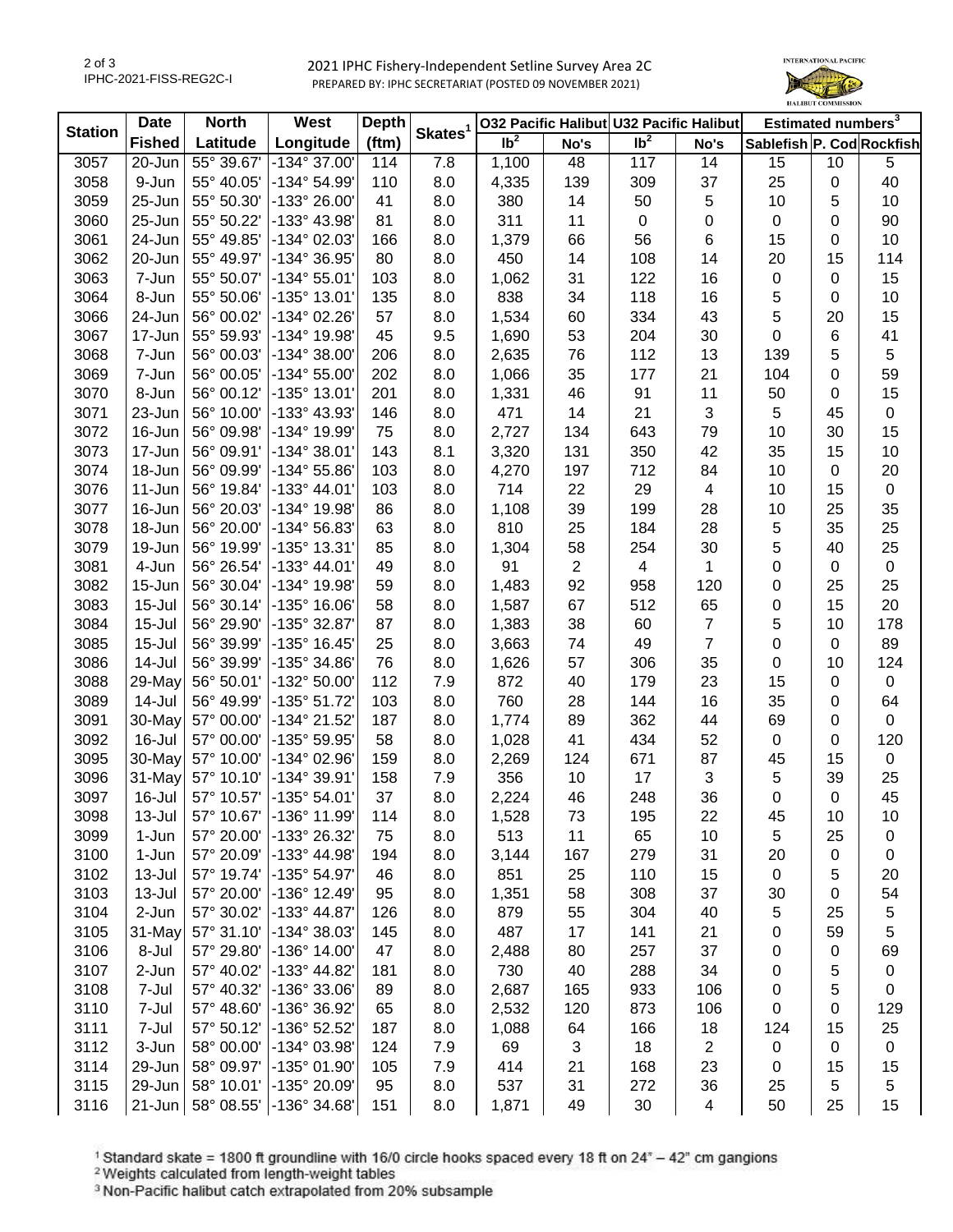## 2021 IPHC Fishery-Independent Setline Survey Area 2C

PREPARED BY: IPHC SECRETARIAT (POSTED 09 NOVEMBER 2021)

| Station | Date Fished | North Latitude | West Longitude | Depth (ftm) | Skates[1] | O32 Pacific Halibut lb[2] | O32 Pacific Halibut No's | U32 Pacific Halibut lb[2] | U32 Pacific Halibut No's | Estimated numbers[3] Sablefish | Estimated numbers[3] P. Cod | Estimated numbers[3] Rockfish |
|---|---|---|---|---|---|---|---|---|---|---|---|---|
| 3057 | 20-Jun | 55° 39.67' | -134° 37.00' | 114 | 7.8 | 1,100 | 48 | 117 | 14 | 15 | 10 | 5 |
| 3058 | 9-Jun | 55° 40.05' | -134° 54.99' | 110 | 8.0 | 4,335 | 139 | 309 | 37 | 25 | 0 | 40 |
| 3059 | 25-Jun | 55° 50.30' | -133° 26.00' | 41 | 8.0 | 380 | 14 | 50 | 5 | 10 | 5 | 10 |
| 3060 | 25-Jun | 55° 50.22' | -133° 43.98' | 81 | 8.0 | 311 | 11 | 0 | 0 | 0 | 0 | 90 |
| 3061 | 24-Jun | 55° 49.85' | -134° 02.03' | 166 | 8.0 | 1,379 | 66 | 56 | 6 | 15 | 0 | 10 |
| 3062 | 20-Jun | 55° 49.97' | -134° 36.95' | 80 | 8.0 | 450 | 14 | 108 | 14 | 20 | 15 | 114 |
| 3063 | 7-Jun | 55° 50.07' | -134° 55.01' | 103 | 8.0 | 1,062 | 31 | 122 | 16 | 0 | 0 | 15 |
| 3064 | 8-Jun | 55° 50.06' | -135° 13.01' | 135 | 8.0 | 838 | 34 | 118 | 16 | 5 | 0 | 10 |
| 3066 | 24-Jun | 56° 00.02' | -134° 02.26' | 57 | 8.0 | 1,534 | 60 | 334 | 43 | 5 | 20 | 15 |
| 3067 | 17-Jun | 55° 59.93' | -134° 19.98' | 45 | 9.5 | 1,690 | 53 | 204 | 30 | 0 | 6 | 41 |
| 3068 | 7-Jun | 56° 00.03' | -134° 38.00' | 206 | 8.0 | 2,635 | 76 | 112 | 13 | 139 | 5 | 5 |
| 3069 | 7-Jun | 56° 00.05' | -134° 55.00' | 202 | 8.0 | 1,066 | 35 | 177 | 21 | 104 | 0 | 59 |
| 3070 | 8-Jun | 56° 00.12' | -135° 13.01' | 201 | 8.0 | 1,331 | 46 | 91 | 11 | 50 | 0 | 15 |
| 3071 | 23-Jun | 56° 10.00' | -133° 43.93' | 146 | 8.0 | 471 | 14 | 21 | 3 | 5 | 45 | 0 |
| 3072 | 16-Jun | 56° 09.98' | -134° 19.99' | 75 | 8.0 | 2,727 | 134 | 643 | 79 | 10 | 30 | 15 |
| 3073 | 17-Jun | 56° 09.91' | -134° 38.01' | 143 | 8.1 | 3,320 | 131 | 350 | 42 | 35 | 15 | 10 |
| 3074 | 18-Jun | 56° 09.99' | -134° 55.86' | 103 | 8.0 | 4,270 | 197 | 712 | 84 | 10 | 0 | 20 |
| 3076 | 11-Jun | 56° 19.84' | -133° 44.01' | 103 | 8.0 | 714 | 22 | 29 | 4 | 10 | 15 | 0 |
| 3077 | 16-Jun | 56° 20.03' | -134° 19.98' | 86 | 8.0 | 1,108 | 39 | 199 | 28 | 10 | 25 | 35 |
| 3078 | 18-Jun | 56° 20.00' | -134° 56.83' | 63 | 8.0 | 810 | 25 | 184 | 28 | 5 | 35 | 25 |
| 3079 | 19-Jun | 56° 19.99' | -135° 13.31' | 85 | 8.0 | 1,304 | 58 | 254 | 30 | 5 | 40 | 25 |
| 3081 | 4-Jun | 56° 26.54' | -133° 44.01' | 49 | 8.0 | 91 | 2 | 4 | 1 | 0 | 0 | 0 |
| 3082 | 15-Jun | 56° 30.04' | -134° 19.98' | 59 | 8.0 | 1,483 | 92 | 958 | 120 | 0 | 25 | 25 |
| 3083 | 15-Jul | 56° 30.14' | -135° 16.06' | 58 | 8.0 | 1,587 | 67 | 512 | 65 | 0 | 15 | 20 |
| 3084 | 15-Jul | 56° 29.90' | -135° 32.87' | 87 | 8.0 | 1,383 | 38 | 60 | 7 | 5 | 10 | 178 |
| 3085 | 15-Jul | 56° 39.99' | -135° 16.45' | 25 | 8.0 | 3,663 | 74 | 49 | 7 | 0 | 0 | 89 |
| 3086 | 14-Jul | 56° 39.99' | -135° 34.86' | 76 | 8.0 | 1,626 | 57 | 306 | 35 | 0 | 10 | 124 |
| 3088 | 29-May | 56° 50.01' | -132° 50.00' | 112 | 7.9 | 872 | 40 | 179 | 23 | 15 | 0 | 0 |
| 3089 | 14-Jul | 56° 49.99' | -135° 51.72' | 103 | 8.0 | 760 | 28 | 144 | 16 | 35 | 0 | 64 |
| 3091 | 30-May | 57° 00.00' | -134° 21.52' | 187 | 8.0 | 1,774 | 89 | 362 | 44 | 69 | 0 | 0 |
| 3092 | 16-Jul | 57° 00.00' | -135° 59.95' | 58 | 8.0 | 1,028 | 41 | 434 | 52 | 0 | 0 | 120 |
| 3095 | 30-May | 57° 10.00' | -134° 02.96' | 159 | 8.0 | 2,269 | 124 | 671 | 87 | 45 | 15 | 0 |
| 3096 | 31-May | 57° 10.10' | -134° 39.91' | 158 | 7.9 | 356 | 10 | 17 | 3 | 5 | 39 | 25 |
| 3097 | 16-Jul | 57° 10.57' | -135° 54.01' | 37 | 8.0 | 2,224 | 46 | 248 | 36 | 0 | 0 | 45 |
| 3098 | 13-Jul | 57° 10.67' | -136° 11.99' | 114 | 8.0 | 1,528 | 73 | 195 | 22 | 45 | 10 | 10 |
| 3099 | 1-Jun | 57° 20.00' | -133° 26.32' | 75 | 8.0 | 513 | 11 | 65 | 10 | 5 | 25 | 0 |
| 3100 | 1-Jun | 57° 20.09' | -133° 44.98' | 194 | 8.0 | 3,144 | 167 | 279 | 31 | 20 | 0 | 0 |
| 3102 | 13-Jul | 57° 19.74' | -135° 54.97' | 46 | 8.0 | 851 | 25 | 110 | 15 | 0 | 5 | 20 |
| 3103 | 13-Jul | 57° 20.00' | -136° 12.49' | 95 | 8.0 | 1,351 | 58 | 308 | 37 | 30 | 0 | 54 |
| 3104 | 2-Jun | 57° 30.02' | -133° 44.87' | 126 | 8.0 | 879 | 55 | 304 | 40 | 5 | 25 | 5 |
| 3105 | 31-May | 57° 31.10' | -134° 38.03' | 145 | 8.0 | 487 | 17 | 141 | 21 | 0 | 59 | 5 |
| 3106 | 8-Jul | 57° 29.80' | -136° 14.00' | 47 | 8.0 | 2,488 | 80 | 257 | 37 | 0 | 0 | 69 |
| 3107 | 2-Jun | 57° 40.02' | -133° 44.82' | 181 | 8.0 | 730 | 40 | 288 | 34 | 0 | 5 | 0 |
| 3108 | 7-Jul | 57° 40.32' | -136° 33.06' | 89 | 8.0 | 2,687 | 165 | 933 | 106 | 0 | 5 | 0 |
| 3110 | 7-Jul | 57° 48.60' | -136° 36.92' | 65 | 8.0 | 2,532 | 120 | 873 | 106 | 0 | 0 | 129 |
| 3111 | 7-Jul | 57° 50.12' | -136° 52.52' | 187 | 8.0 | 1,088 | 64 | 166 | 18 | 124 | 15 | 25 |
| 3112 | 3-Jun | 58° 00.00' | -134° 03.98' | 124 | 7.9 | 69 | 3 | 18 | 2 | 0 | 0 | 0 |
| 3114 | 29-Jun | 58° 09.97' | -135° 01.90' | 105 | 7.9 | 414 | 21 | 168 | 23 | 0 | 15 | 15 |
| 3115 | 29-Jun | 58° 10.01' | -135° 20.09' | 95 | 8.0 | 537 | 31 | 272 | 36 | 25 | 5 | 5 |
| 3116 | 21-Jun | 58° 08.55' | -136° 34.68' | 151 | 8.0 | 1,871 | 49 | 30 | 4 | 50 | 25 | 15 |

[1] Standard skate = 1800 ft groundline with 16/0 circle hooks spaced every 18 ft on 24" – 42" cm gangions

[2] Weights calculated from length-weight tables

[3] Non-Pacific halibut catch extrapolated from 20% subsample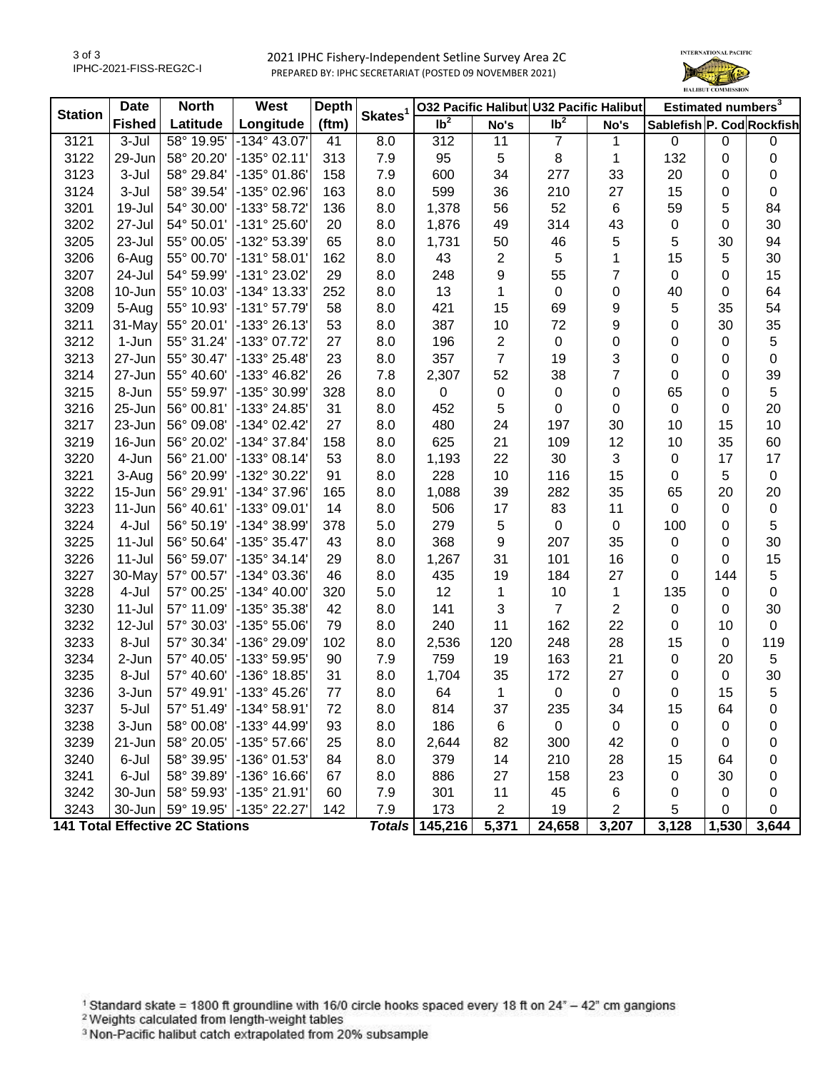# 2021 IPHC Fishery-Independent Setline Survey Area 2C

PREPARED BY: IPHC SECRETARIAT (POSTED 09 NOVEMBER 2021)

IPHC-2021-FISS-REG2C-I

| Station | Date Fished | North Latitude | West Longitude | Depth (ftm) | Skates[1] | O32 Pacific Halibut lb[2] | O32 Pacific Halibut No's | U32 Pacific Halibut lb[2] | U32 Pacific Halibut No's | Estimated numbers[3] Sablefish | Estimated numbers[3] P. Cod | Estimated numbers[3] Rockfish |
|---|---|---|---|---|---|---|---|---|---|---|---|---|
| 3121 | 3-Jul | 58° 19.95' | -134° 43.07' | 41 | 8.0 | 312 | 11 | 7 | 1 | 0 | 0 | 0 |
| 3122 | 29-Jun | 58° 20.20' | -135° 02.11' | 313 | 7.9 | 95 | 5 | 8 | 1 | 132 | 0 | 0 |
| 3123 | 3-Jul | 58° 29.84' | -135° 01.86' | 158 | 7.9 | 600 | 34 | 277 | 33 | 20 | 0 | 0 |
| 3124 | 3-Jul | 58° 39.54' | -135° 02.96' | 163 | 8.0 | 599 | 36 | 210 | 27 | 15 | 0 | 0 |
| 3201 | 19-Jul | 54° 30.00' | -133° 58.72' | 136 | 8.0 | 1,378 | 56 | 52 | 6 | 59 | 5 | 84 |
| 3202 | 27-Jul | 54° 50.01' | -131° 25.60' | 20 | 8.0 | 1,876 | 49 | 314 | 43 | 0 | 0 | 30 |
| 3205 | 23-Jul | 55° 00.05' | -132° 53.39' | 65 | 8.0 | 1,731 | 50 | 46 | 5 | 5 | 30 | 94 |
| 3206 | 6-Aug | 55° 00.70' | -131° 58.01' | 162 | 8.0 | 43 | 2 | 5 | 1 | 15 | 5 | 30 |
| 3207 | 24-Jul | 54° 59.99' | -131° 23.02' | 29 | 8.0 | 248 | 9 | 55 | 7 | 0 | 0 | 15 |
| 3208 | 10-Jun | 55° 10.03' | -134° 13.33' | 252 | 8.0 | 13 | 1 | 0 | 0 | 40 | 0 | 64 |
| 3209 | 5-Aug | 55° 10.93' | -131° 57.79' | 58 | 8.0 | 421 | 15 | 69 | 9 | 5 | 35 | 54 |
| 3211 | 31-May | 55° 20.01' | -133° 26.13' | 53 | 8.0 | 387 | 10 | 72 | 9 | 0 | 30 | 35 |
| 3212 | 1-Jun | 55° 31.24' | -133° 07.72' | 27 | 8.0 | 196 | 2 | 0 | 0 | 0 | 0 | 5 |
| 3213 | 27-Jun | 55° 30.47' | -133° 25.48' | 23 | 8.0 | 357 | 7 | 19 | 3 | 0 | 0 | 0 |
| 3214 | 27-Jun | 55° 40.60' | -133° 46.82' | 26 | 7.8 | 2,307 | 52 | 38 | 7 | 0 | 0 | 39 |
| 3215 | 8-Jun | 55° 59.97' | -135° 30.99' | 328 | 8.0 | 0 | 0 | 0 | 0 | 65 | 0 | 5 |
| 3216 | 25-Jun | 56° 00.81' | -133° 24.85' | 31 | 8.0 | 452 | 5 | 0 | 0 | 0 | 0 | 20 |
| 3217 | 23-Jun | 56° 09.08' | -134° 02.42' | 27 | 8.0 | 480 | 24 | 197 | 30 | 10 | 15 | 10 |
| 3219 | 16-Jun | 56° 20.02' | -134° 37.84' | 158 | 8.0 | 625 | 21 | 109 | 12 | 10 | 35 | 60 |
| 3220 | 4-Jun | 56° 21.00' | -133° 08.14' | 53 | 8.0 | 1,193 | 22 | 30 | 3 | 0 | 17 | 17 |
| 3221 | 3-Aug | 56° 20.99' | -132° 30.22' | 91 | 8.0 | 228 | 10 | 116 | 15 | 0 | 5 | 0 |
| 3222 | 15-Jun | 56° 29.91' | -134° 37.96' | 165 | 8.0 | 1,088 | 39 | 282 | 35 | 65 | 20 | 20 |
| 3223 | 11-Jun | 56° 40.61' | -133° 09.01' | 14 | 8.0 | 506 | 17 | 83 | 11 | 0 | 0 | 0 |
| 3224 | 4-Jul | 56° 50.19' | -134° 38.99' | 378 | 5.0 | 279 | 5 | 0 | 0 | 100 | 0 | 5 |
| 3225 | 11-Jul | 56° 50.64' | -135° 35.47' | 43 | 8.0 | 368 | 9 | 207 | 35 | 0 | 0 | 30 |
| 3226 | 11-Jul | 56° 59.07' | -135° 34.14' | 29 | 8.0 | 1,267 | 31 | 101 | 16 | 0 | 0 | 15 |
| 3227 | 30-May | 57° 00.57' | -134° 03.36' | 46 | 8.0 | 435 | 19 | 184 | 27 | 0 | 144 | 5 |
| 3228 | 4-Jul | 57° 00.25' | -134° 40.00' | 320 | 5.0 | 12 | 1 | 10 | 1 | 135 | 0 | 0 |
| 3230 | 11-Jul | 57° 11.09' | -135° 35.38' | 42 | 8.0 | 141 | 3 | 7 | 2 | 0 | 0 | 30 |
| 3232 | 12-Jul | 57° 30.03' | -135° 55.06' | 79 | 8.0 | 240 | 11 | 162 | 22 | 0 | 10 | 0 |
| 3233 | 8-Jul | 57° 30.34' | -136° 29.09' | 102 | 8.0 | 2,536 | 120 | 248 | 28 | 15 | 0 | 119 |
| 3234 | 2-Jun | 57° 40.05' | -133° 59.95' | 90 | 7.9 | 759 | 19 | 163 | 21 | 0 | 20 | 5 |
| 3235 | 8-Jul | 57° 40.60' | -136° 18.85' | 31 | 8.0 | 1,704 | 35 | 172 | 27 | 0 | 0 | 30 |
| 3236 | 3-Jun | 57° 49.91' | -133° 45.26' | 77 | 8.0 | 64 | 1 | 0 | 0 | 0 | 15 | 5 |
| 3237 | 5-Jul | 57° 51.49' | -134° 58.91' | 72 | 8.0 | 814 | 37 | 235 | 34 | 15 | 64 | 0 |
| 3238 | 3-Jun | 58° 00.08' | -133° 44.99' | 93 | 8.0 | 186 | 6 | 0 | 0 | 0 | 0 | 0 |
| 3239 | 21-Jun | 58° 20.05' | -135° 57.66' | 25 | 8.0 | 2,644 | 82 | 300 | 42 | 0 | 0 | 0 |
| 3240 | 6-Jul | 58° 39.95' | -136° 01.53' | 84 | 8.0 | 379 | 14 | 210 | 28 | 15 | 64 | 0 |
| 3241 | 6-Jul | 58° 39.89' | -136° 16.66' | 67 | 8.0 | 886 | 27 | 158 | 23 | 0 | 30 | 0 |
| 3242 | 30-Jun | 58° 59.93' | -135° 21.91' | 60 | 7.9 | 301 | 11 | 45 | 6 | 0 | 0 | 0 |
| 3243 | 30-Jun | 59° 19.95' | -135° 22.27' | 142 | 7.9 | 173 | 2 | 19 | 2 | 5 | 0 | 0 |
| **141 Total Effective 2C Stations** | | | | | ***Totals*** | **145,216** | **5,371** | **24,658** | **3,207** | **3,128** | **1,530** | **3,644** |

[1] Standard skate = 1800 ft groundline with 16/0 circle hooks spaced every 18 ft on 24" – 42" cm gangions

[2] Weights calculated from length-weight tables

[3] Non-Pacific halibut catch extrapolated from 20% subsample